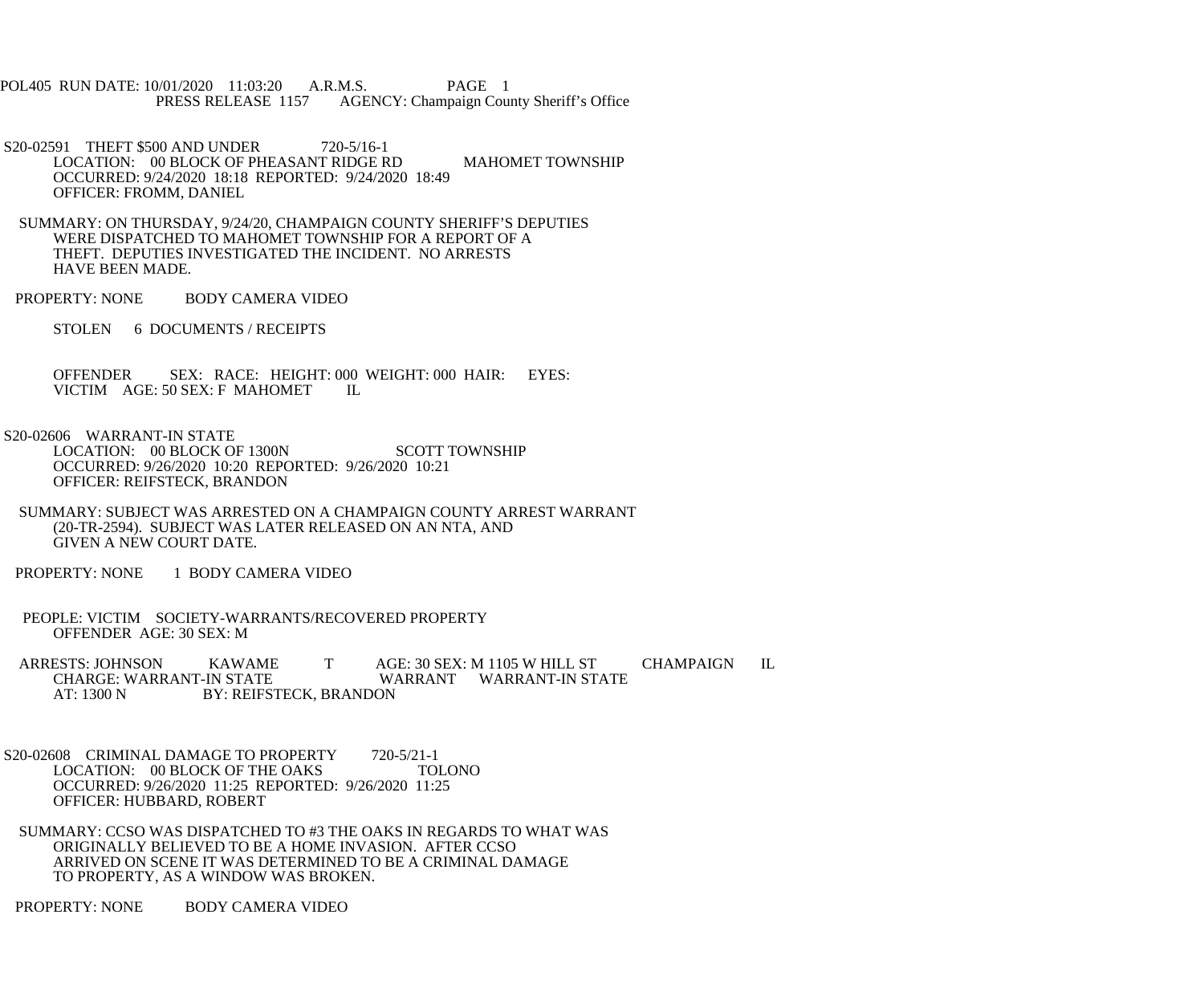POL405 RUN DATE: 10/01/2020 11:03:20 A.R.M.S. PAGE 1
PRESS RELEASE 1157 AGENCY: Champaign County Sheriff's Office

S20-02591 THEFT $500 AND UNDER 720-5/16-1
LOCATION: 00 BLOCK OF PHEASANT RIDGE RD MAHOMET TOWNSHIP
OCCURRED: 9/24/2020 18:18 REPORTED: 9/24/2020 18:49
OFFICER: FROMM, DANIEL

SUMMARY: ON THURSDAY, 9/24/20, CHAMPAIGN COUNTY SHERIFF'S DEPUTIES WERE DISPATCHED TO MAHOMET TOWNSHIP FOR A REPORT OF A THEFT. DEPUTIES INVESTIGATED THE INCIDENT. NO ARRESTS HAVE BEEN MADE.

PROPERTY: NONE BODY CAMERA VIDEO

STOLEN 6 DOCUMENTS / RECEIPTS

OFFENDER SEX: RACE: HEIGHT: 000 WEIGHT: 000 HAIR: EYES:
VICTIM AGE: 50 SEX: F MAHOMET IL

S20-02606 WARRANT-IN STATE
LOCATION: 00 BLOCK OF 1300N SCOTT TOWNSHIP
OCCURRED: 9/26/2020 10:20 REPORTED: 9/26/2020 10:21
OFFICER: REIFSTECK, BRANDON

SUMMARY: SUBJECT WAS ARRESTED ON A CHAMPAIGN COUNTY ARREST WARRANT (20-TR-2594). SUBJECT WAS LATER RELEASED ON AN NTA, AND GIVEN A NEW COURT DATE.

PROPERTY: NONE 1 BODY CAMERA VIDEO

PEOPLE: VICTIM SOCIETY-WARRANTS/RECOVERED PROPERTY
OFFENDER AGE: 30 SEX: M

ARRESTS: JOHNSON KAWAME T AGE: 30 SEX: M 1105 W HILL ST CHAMPAIGN IL
CHARGE: WARRANT-IN STATE WARRANT WARRANT-IN STATE
AT: 1300 N BY: REIFSTECK, BRANDON

S20-02608 CRIMINAL DAMAGE TO PROPERTY 720-5/21-1
LOCATION: 00 BLOCK OF THE OAKS TOLONO
OCCURRED: 9/26/2020 11:25 REPORTED: 9/26/2020 11:25
OFFICER: HUBBARD, ROBERT

SUMMARY: CCSO WAS DISPATCHED TO #3 THE OAKS IN REGARDS TO WHAT WAS ORIGINALLY BELIEVED TO BE A HOME INVASION. AFTER CCSO ARRIVED ON SCENE IT WAS DETERMINED TO BE A CRIMINAL DAMAGE TO PROPERTY, AS A WINDOW WAS BROKEN.

PROPERTY: NONE BODY CAMERA VIDEO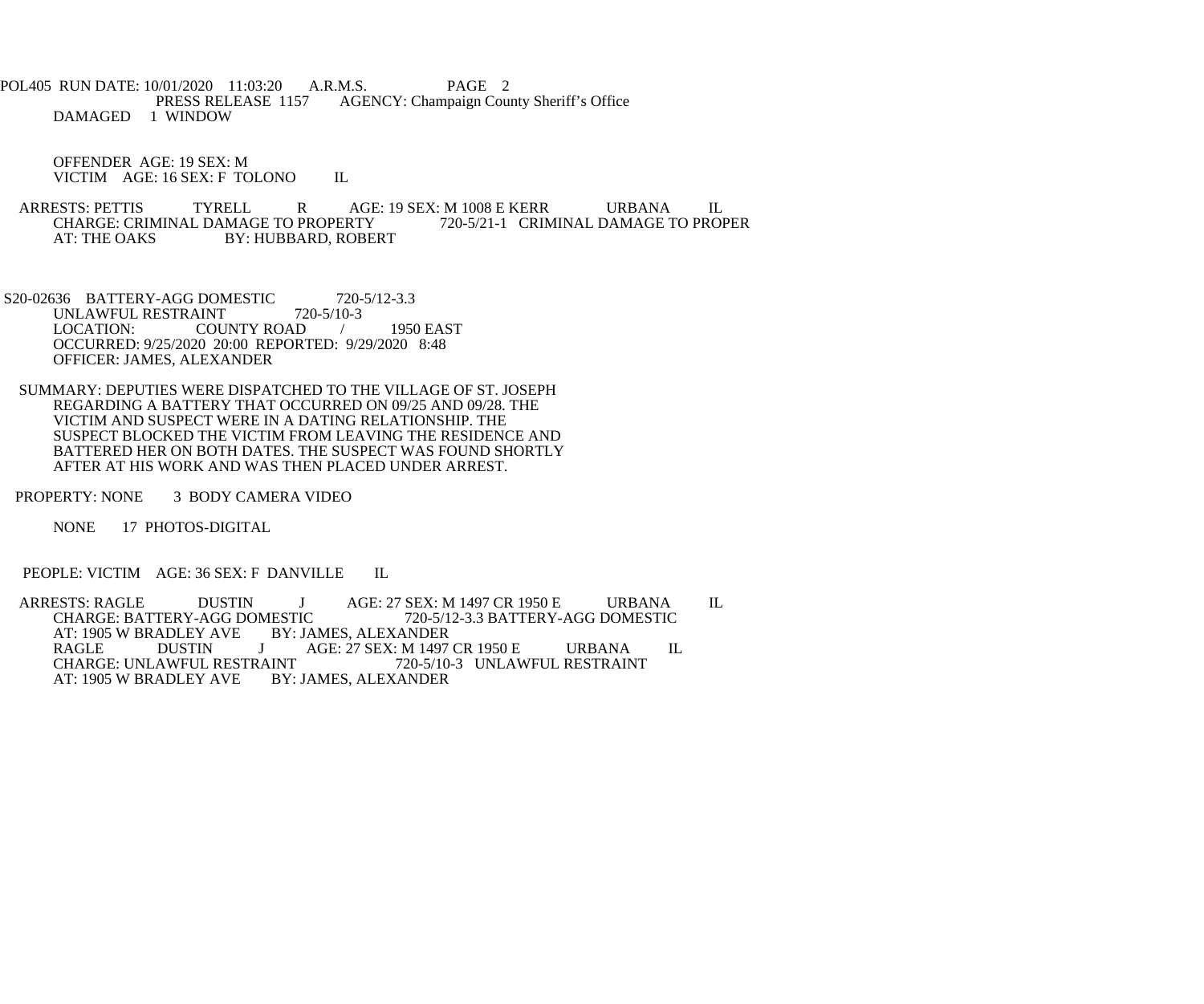DAMAGED 1 WINDOW

OFFENDER AGE: 19 SEX: M
VICTIM AGE: 16 SEX: F TOLONO IL

ARRESTS: PETTIS TYRELL R AGE: 19 SEX: M 1008 E KERR URBANA IL
CHARGE: CRIMINAL DAMAGE TO PROPERTY 720-5/21-1 CRIMINAL DAMAGE TO PROPER
AT: THE OAKS BY: HUBBARD, ROBERT

S20-02636 BATTERY-AGG DOMESTIC 720-5/12-3.3
UNLAWFUL RESTRAINT 720-5/10-3
LOCATION: COUNTY ROAD / 1950 EAST
OCCURRED: 9/25/2020 20:00 REPORTED: 9/29/2020 8:48
OFFICER: JAMES, ALEXANDER

SUMMARY: DEPUTIES WERE DISPATCHED TO THE VILLAGE OF ST. JOSEPH REGARDING A BATTERY THAT OCCURRED ON 09/25 AND 09/28. THE VICTIM AND SUSPECT WERE IN A DATING RELATIONSHIP. THE SUSPECT BLOCKED THE VICTIM FROM LEAVING THE RESIDENCE AND BATTERED HER ON BOTH DATES. THE SUSPECT WAS FOUND SHORTLY AFTER AT HIS WORK AND WAS THEN PLACED UNDER ARREST.

PROPERTY: NONE 3 BODY CAMERA VIDEO

NONE 17 PHOTOS-DIGITAL

PEOPLE: VICTIM AGE: 36 SEX: F DANVILLE IL

ARRESTS: RAGLE DUSTIN J AGE: 27 SEX: M 1497 CR 1950 E URBANA IL
CHARGE: BATTERY-AGG DOMESTIC 720-5/12-3.3 BATTERY-AGG DOMESTIC
AT: 1905 W BRADLEY AVE BY: JAMES, ALEXANDER
RAGLE DUSTIN J AGE: 27 SEX: M 1497 CR 1950 E URBANA IL
CHARGE: UNLAWFUL RESTRAINT 720-5/10-3 UNLAWFUL RESTRAINT
AT: 1905 W BRADLEY AVE BY: JAMES, ALEXANDER